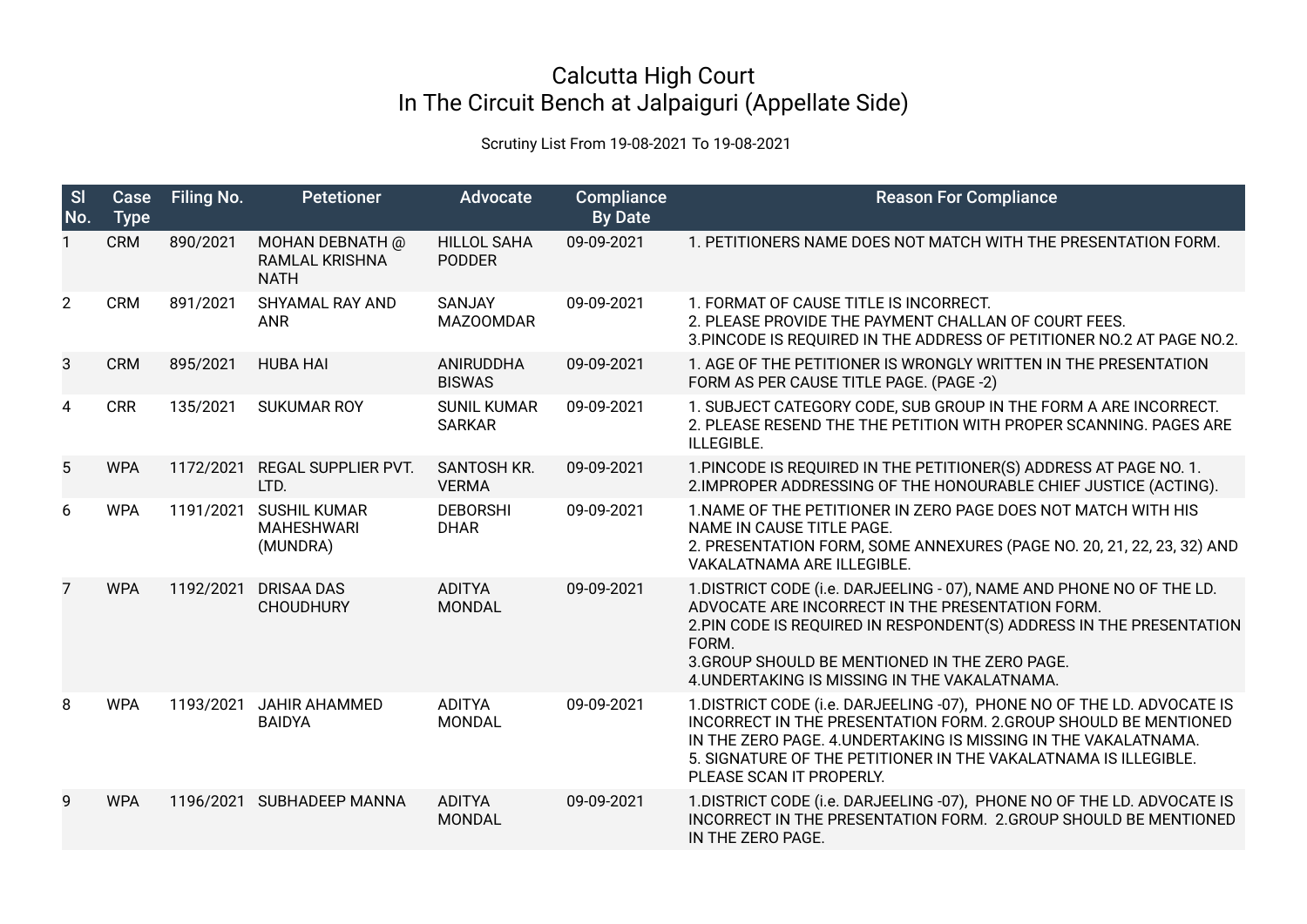# Calcutta High Court
## In The Circuit Bench at Jalpaiguri (Appellate Side)

Scrutiny List From 19-08-2021 To 19-08-2021

| Sl No. | Case Type | Filing No. | Petetioner | Advocate | Compliance By Date | Reason For Compliance |
|---|---|---|---|---|---|---|
| 1 | CRM | 890/2021 | MOHAN DEBNATH @ RAMLAL KRISHNA NATH | HILLOL SAHA PODDER | 09-09-2021 | 1. PETITIONERS NAME DOES NOT MATCH WITH THE PRESENTATION FORM. |
| 2 | CRM | 891/2021 | SHYAMAL RAY AND ANR | SANJAY MAZOOMDAR | 09-09-2021 | 1. FORMAT OF CAUSE TITLE IS INCORRECT.<br>2. PLEASE PROVIDE THE PAYMENT CHALLAN OF COURT FEES.<br>3.PINCODE IS REQUIRED IN THE ADDRESS OF PETITIONER NO.2 AT PAGE NO.2. |
| 3 | CRM | 895/2021 | HUBA HAI | ANIRUDDHA BISWAS | 09-09-2021 | 1. AGE OF THE PETITIONER IS WRONGLY WRITTEN IN THE PRESENTATION FORM AS PER CAUSE TITLE PAGE. (PAGE -2) |
| 4 | CRR | 135/2021 | SUKUMAR ROY | SUNIL KUMAR SARKAR | 09-09-2021 | 1. SUBJECT CATEGORY CODE, SUB GROUP IN THE FORM A ARE INCORRECT.<br>2. PLEASE RESEND THE THE PETITION WITH PROPER SCANNING. PAGES ARE ILLEGIBLE. |
| 5 | WPA | 1172/2021 | REGAL SUPPLIER PVT. LTD. | SANTOSH KR. VERMA | 09-09-2021 | 1.PINCODE IS REQUIRED IN THE PETITIONER(S) ADDRESS AT PAGE NO. 1.<br>2.IMPROPER ADDRESSING OF THE HONOURABLE CHIEF JUSTICE (ACTING). |
| 6 | WPA | 1191/2021 | SUSHIL KUMAR MAHESHWARI (MUNDRA) | DEBORSHI DHAR | 09-09-2021 | 1.NAME OF THE PETITIONER IN ZERO PAGE DOES NOT MATCH WITH HIS NAME IN CAUSE TITLE PAGE.<br>2. PRESENTATION FORM, SOME ANNEXURES (PAGE NO. 20, 21, 22, 23, 32) AND VAKALATNAMA ARE ILLEGIBLE. |
| 7 | WPA | 1192/2021 | DRISAA DAS CHOUDHURY | ADITYA MONDAL | 09-09-2021 | 1.DISTRICT CODE (i.e. DARJEELING - 07), NAME AND PHONE NO OF THE LD. ADVOCATE ARE INCORRECT IN THE PRESENTATION FORM.<br>2.PIN CODE IS REQUIRED IN RESPONDENT(S) ADDRESS IN THE PRESENTATION FORM.<br>3.GROUP SHOULD BE MENTIONED IN THE ZERO PAGE.<br>4.UNDERTAKING IS MISSING IN THE VAKALATNAMA. |
| 8 | WPA | 1193/2021 | JAHIR AHAMMED BAIDYA | ADITYA MONDAL | 09-09-2021 | 1.DISTRICT CODE (i.e. DARJEELING -07), PHONE NO OF THE LD. ADVOCATE IS INCORRECT IN THE PRESENTATION FORM. 2.GROUP SHOULD BE MENTIONED IN THE ZERO PAGE. 4.UNDERTAKING IS MISSING IN THE VAKALATNAMA.<br>5. SIGNATURE OF THE PETITIONER IN THE VAKALATNAMA IS ILLEGIBLE. PLEASE SCAN IT PROPERLY. |
| 9 | WPA | 1196/2021 | SUBHADEEP MANNA | ADITYA MONDAL | 09-09-2021 | 1.DISTRICT CODE (i.e. DARJEELING -07), PHONE NO OF THE LD. ADVOCATE IS INCORRECT IN THE PRESENTATION FORM. 2.GROUP SHOULD BE MENTIONED IN THE ZERO PAGE. |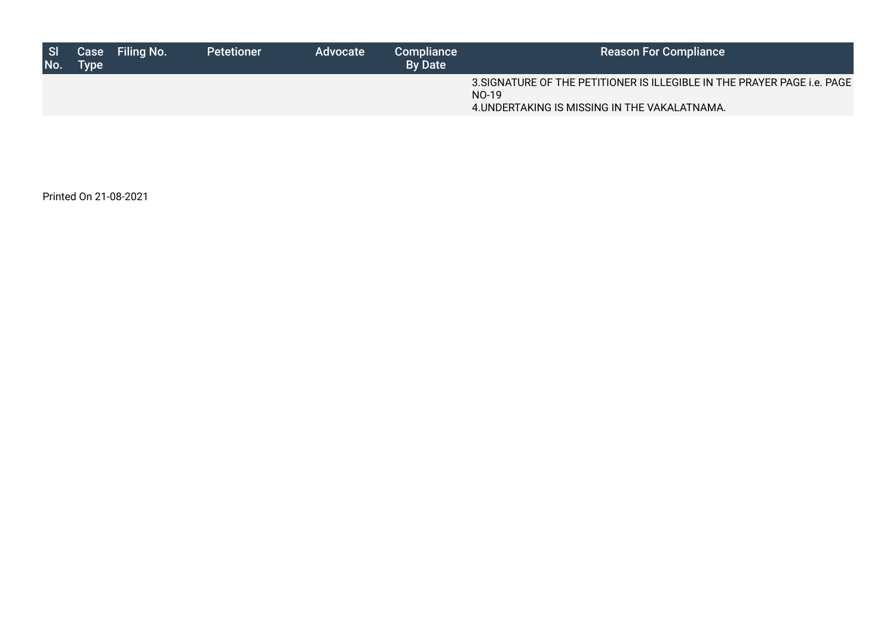| Sl No. | Case Type | Filing No. | Petetioner | Advocate | Compliance By Date | Reason For Compliance |
|---|---|---|---|---|---|---|
| | | | | | | 3.SIGNATURE OF THE PETITIONER IS ILLEGIBLE IN THE PRAYER PAGE i.e. PAGE NO-19<br>4.UNDERTAKING IS MISSING IN THE VAKALATNAMA. |

Printed On 21-08-2021